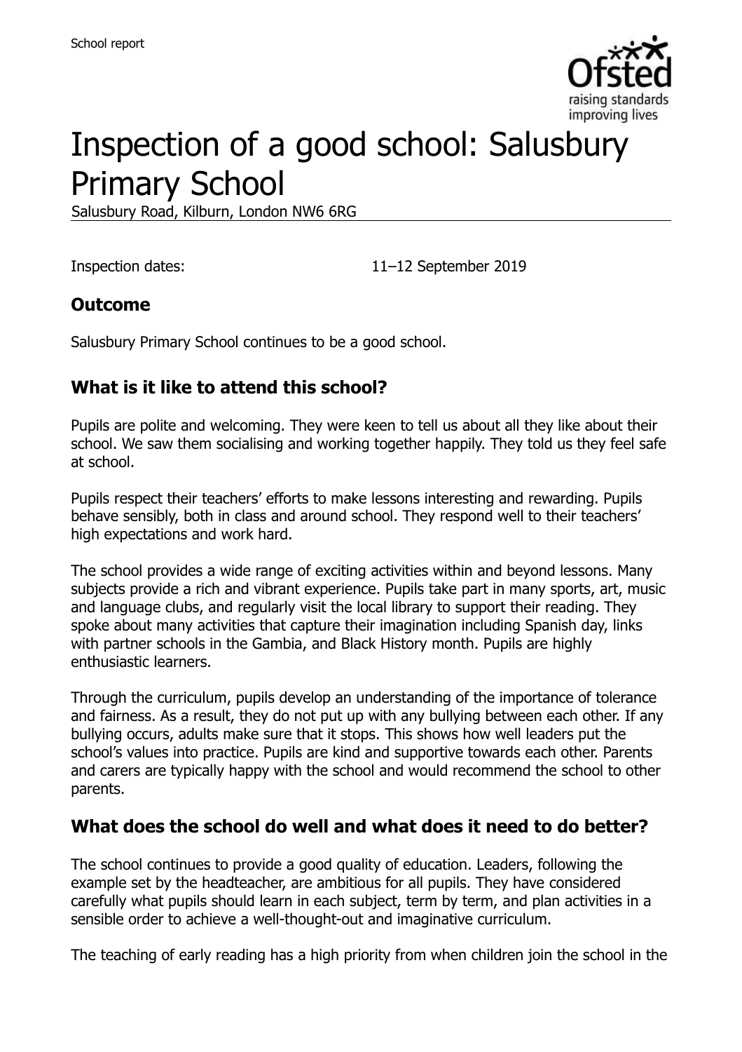# Inspection of a good school: Salusbury Primary School

Salusbury Road, Kilburn, London NW6 6RG

Inspection dates: 11–12 September 2019

## Outcome

Salusbury Primary School continues to be a good school.

## What is it like to attend this school?

Pupils are polite and welcoming. They were keen to tell us about all they like about their school. We saw them socialising and working together happily. They told us they feel safe at school.

Pupils respect their teachers' efforts to make lessons interesting and rewarding. Pupils behave sensibly, both in class and around school. They respond well to their teachers' high expectations and work hard.

The school provides a wide range of exciting activities within and beyond lessons. Many subjects provide a rich and vibrant experience. Pupils take part in many sports, art, music and language clubs, and regularly visit the local library to support their reading. They spoke about many activities that capture their imagination including Spanish day, links with partner schools in the Gambia, and Black History month. Pupils are highly enthusiastic learners.

Through the curriculum, pupils develop an understanding of the importance of tolerance and fairness. As a result, they do not put up with any bullying between each other. If any bullying occurs, adults make sure that it stops. This shows how well leaders put the school's values into practice. Pupils are kind and supportive towards each other. Parents and carers are typically happy with the school and would recommend the school to other parents.

## What does the school do well and what does it need to do better?

The school continues to provide a good quality of education. Leaders, following the example set by the headteacher, are ambitious for all pupils. They have considered carefully what pupils should learn in each subject, term by term, and plan activities in a sensible order to achieve a well-thought-out and imaginative curriculum.

The teaching of early reading has a high priority from when children join the school in the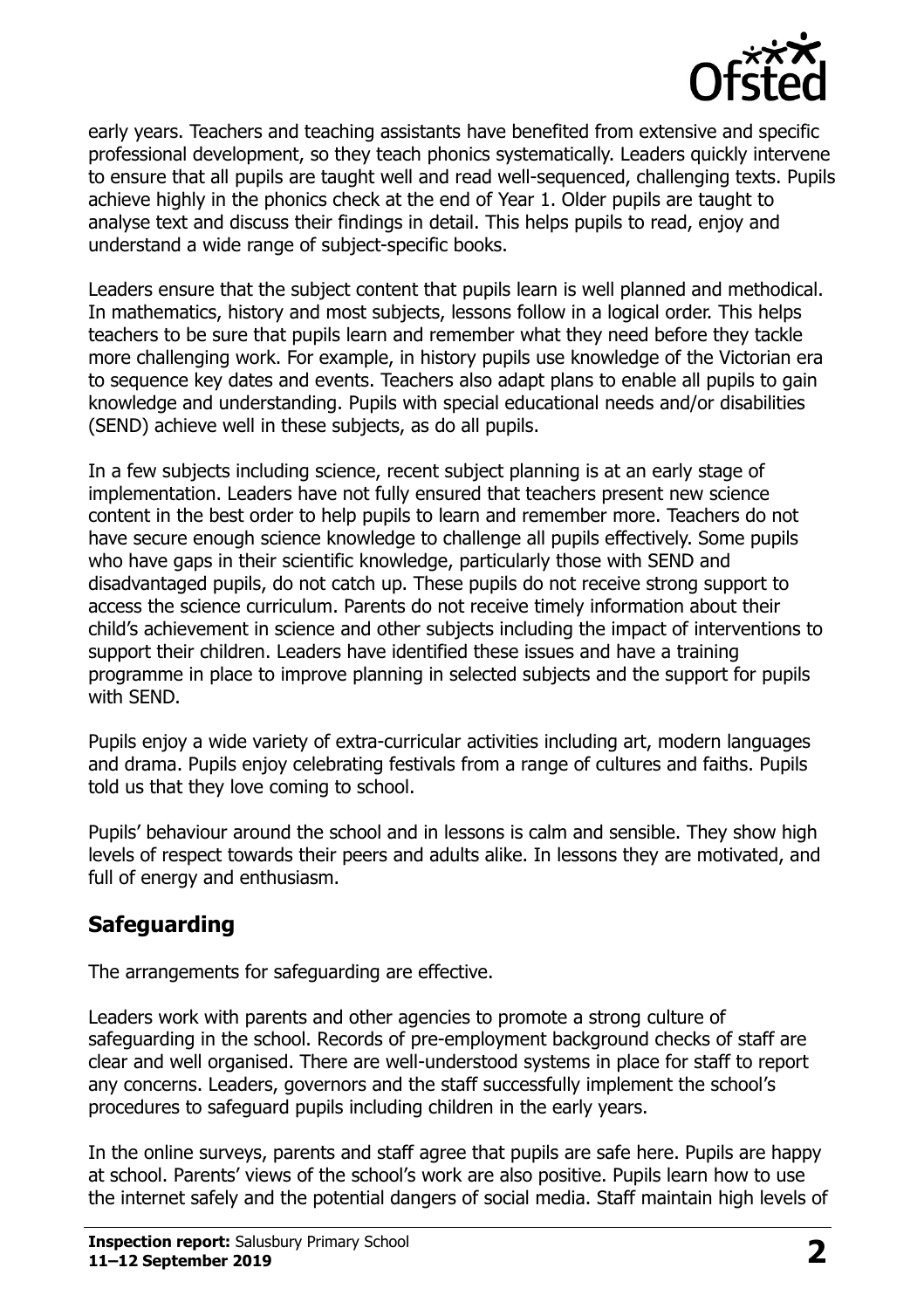early years. Teachers and teaching assistants have benefited from extensive and specific professional development, so they teach phonics systematically. Leaders quickly intervene to ensure that all pupils are taught well and read well-sequenced, challenging texts. Pupils achieve highly in the phonics check at the end of Year 1. Older pupils are taught to analyse text and discuss their findings in detail. This helps pupils to read, enjoy and understand a wide range of subject-specific books.

Leaders ensure that the subject content that pupils learn is well planned and methodical. In mathematics, history and most subjects, lessons follow in a logical order. This helps teachers to be sure that pupils learn and remember what they need before they tackle more challenging work. For example, in history pupils use knowledge of the Victorian era to sequence key dates and events. Teachers also adapt plans to enable all pupils to gain knowledge and understanding. Pupils with special educational needs and/or disabilities (SEND) achieve well in these subjects, as do all pupils.

In a few subjects including science, recent subject planning is at an early stage of implementation. Leaders have not fully ensured that teachers present new science content in the best order to help pupils to learn and remember more. Teachers do not have secure enough science knowledge to challenge all pupils effectively. Some pupils who have gaps in their scientific knowledge, particularly those with SEND and disadvantaged pupils, do not catch up. These pupils do not receive strong support to access the science curriculum. Parents do not receive timely information about their child's achievement in science and other subjects including the impact of interventions to support their children. Leaders have identified these issues and have a training programme in place to improve planning in selected subjects and the support for pupils with SEND.

Pupils enjoy a wide variety of extra-curricular activities including art, modern languages and drama. Pupils enjoy celebrating festivals from a range of cultures and faiths. Pupils told us that they love coming to school.

Pupils' behaviour around the school and in lessons is calm and sensible. They show high levels of respect towards their peers and adults alike. In lessons they are motivated, and full of energy and enthusiasm.

## Safeguarding

The arrangements for safeguarding are effective.

Leaders work with parents and other agencies to promote a strong culture of safeguarding in the school. Records of pre-employment background checks of staff are clear and well organised. There are well-understood systems in place for staff to report any concerns. Leaders, governors and the staff successfully implement the school's procedures to safeguard pupils including children in the early years.

In the online surveys, parents and staff agree that pupils are safe here. Pupils are happy at school. Parents' views of the school's work are also positive. Pupils learn how to use the internet safely and the potential dangers of social media. Staff maintain high levels of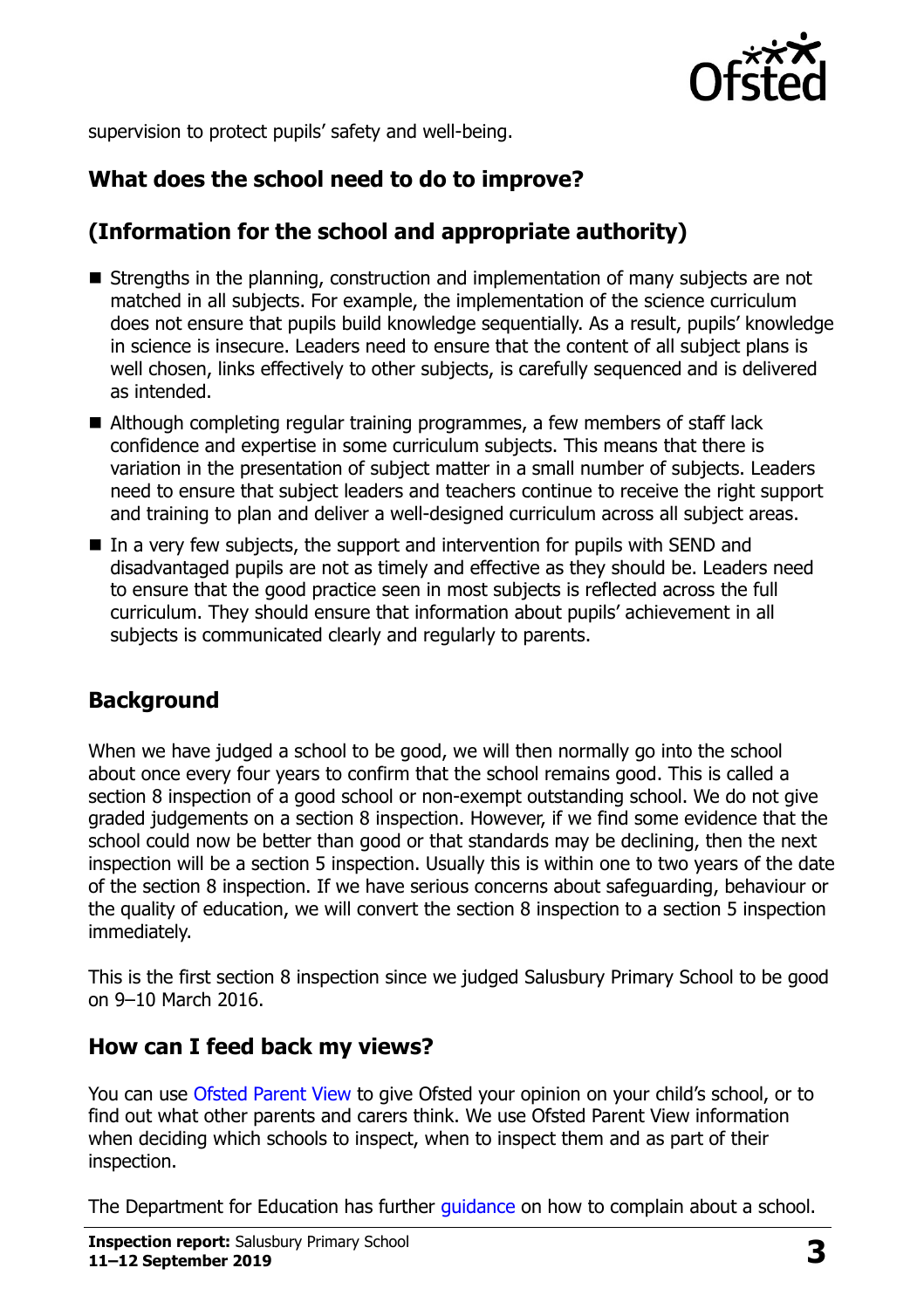supervision to protect pupils' safety and well-being.

## What does the school need to do to improve?

## (Information for the school and appropriate authority)

- Strengths in the planning, construction and implementation of many subjects are not matched in all subjects. For example, the implementation of the science curriculum does not ensure that pupils build knowledge sequentially. As a result, pupils' knowledge in science is insecure. Leaders need to ensure that the content of all subject plans is well chosen, links effectively to other subjects, is carefully sequenced and is delivered as intended.
- Although completing regular training programmes, a few members of staff lack confidence and expertise in some curriculum subjects. This means that there is variation in the presentation of subject matter in a small number of subjects. Leaders need to ensure that subject leaders and teachers continue to receive the right support and training to plan and deliver a well-designed curriculum across all subject areas.
- In a very few subjects, the support and intervention for pupils with SEND and disadvantaged pupils are not as timely and effective as they should be. Leaders need to ensure that the good practice seen in most subjects is reflected across the full curriculum. They should ensure that information about pupils' achievement in all subjects is communicated clearly and regularly to parents.

## Background

When we have judged a school to be good, we will then normally go into the school about once every four years to confirm that the school remains good. This is called a section 8 inspection of a good school or non-exempt outstanding school. We do not give graded judgements on a section 8 inspection. However, if we find some evidence that the school could now be better than good or that standards may be declining, then the next inspection will be a section 5 inspection. Usually this is within one to two years of the date of the section 8 inspection. If we have serious concerns about safeguarding, behaviour or the quality of education, we will convert the section 8 inspection to a section 5 inspection immediately.

This is the first section 8 inspection since we judged Salusbury Primary School to be good on 9–10 March 2016.

## How can I feed back my views?

You can use Ofsted Parent View to give Ofsted your opinion on your child's school, or to find out what other parents and carers think. We use Ofsted Parent View information when deciding which schools to inspect, when to inspect them and as part of their inspection.

The Department for Education has further guidance on how to complain about a school.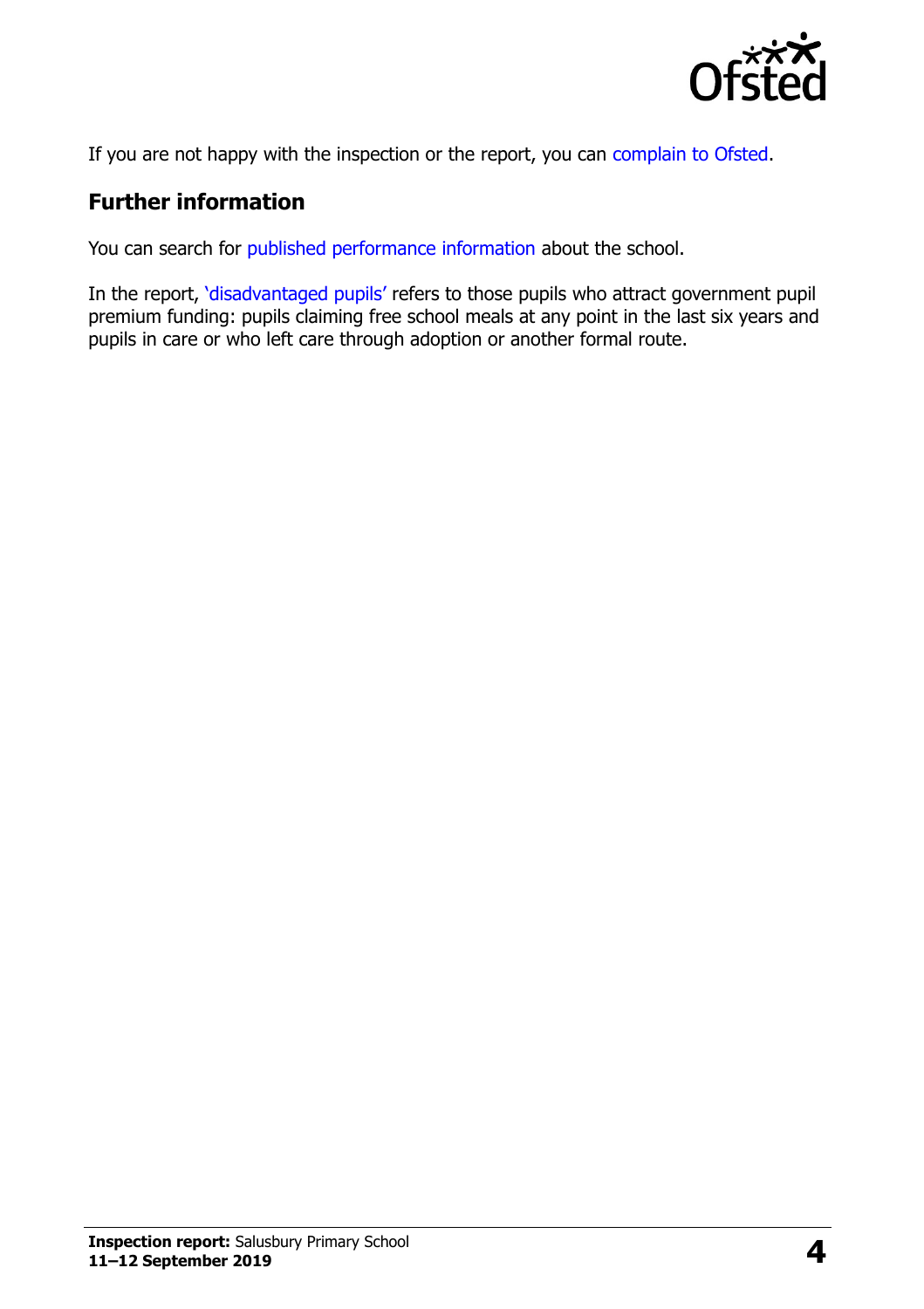If you are not happy with the inspection or the report, you can complain to Ofsted.

## Further information

You can search for published performance information about the school.

In the report, 'disadvantaged pupils' refers to those pupils who attract government pupil premium funding: pupils claiming free school meals at any point in the last six years and pupils in care or who left care through adoption or another formal route.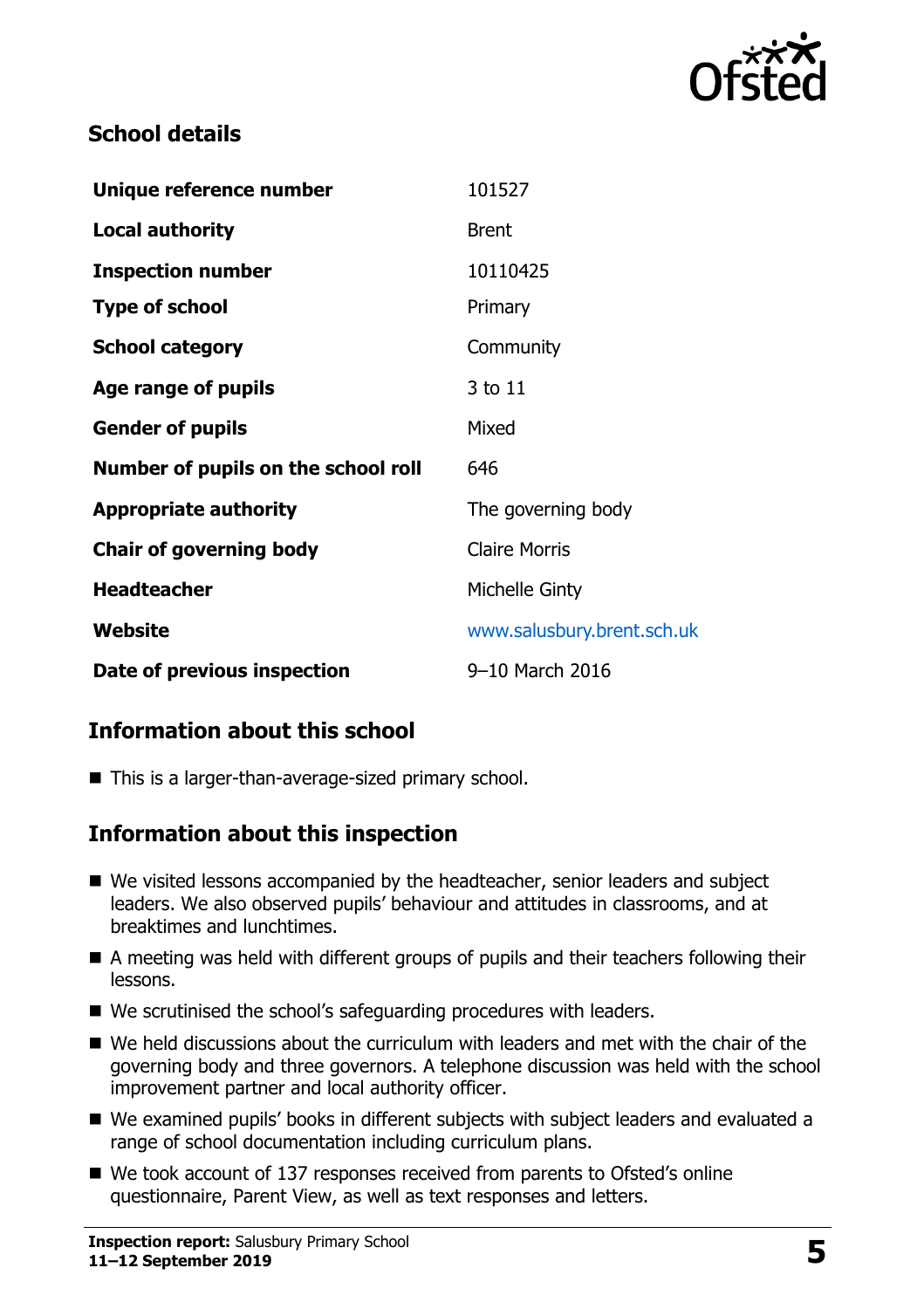## School details

| | |
|---|---|
| **Unique reference number** | 101527 |
| **Local authority** | Brent |
| **Inspection number** | 10110425 |
| **Type of school** | Primary |
| **School category** | Community |
| **Age range of pupils** | 3 to 11 |
| **Gender of pupils** | Mixed |
| **Number of pupils on the school roll** | 646 |
| **Appropriate authority** | The governing body |
| **Chair of governing body** | Claire Morris |
| **Headteacher** | Michelle Ginty |
| **Website** | www.salusbury.brent.sch.uk |
| **Date of previous inspection** | 9–10 March 2016 |

## Information about this school

- This is a larger-than-average-sized primary school.

## Information about this inspection

- We visited lessons accompanied by the headteacher, senior leaders and subject leaders. We also observed pupils' behaviour and attitudes in classrooms, and at breaktimes and lunchtimes.
- A meeting was held with different groups of pupils and their teachers following their lessons.
- We scrutinised the school's safeguarding procedures with leaders.
- We held discussions about the curriculum with leaders and met with the chair of the governing body and three governors. A telephone discussion was held with the school improvement partner and local authority officer.
- We examined pupils' books in different subjects with subject leaders and evaluated a range of school documentation including curriculum plans.
- We took account of 137 responses received from parents to Ofsted's online questionnaire, Parent View, as well as text responses and letters.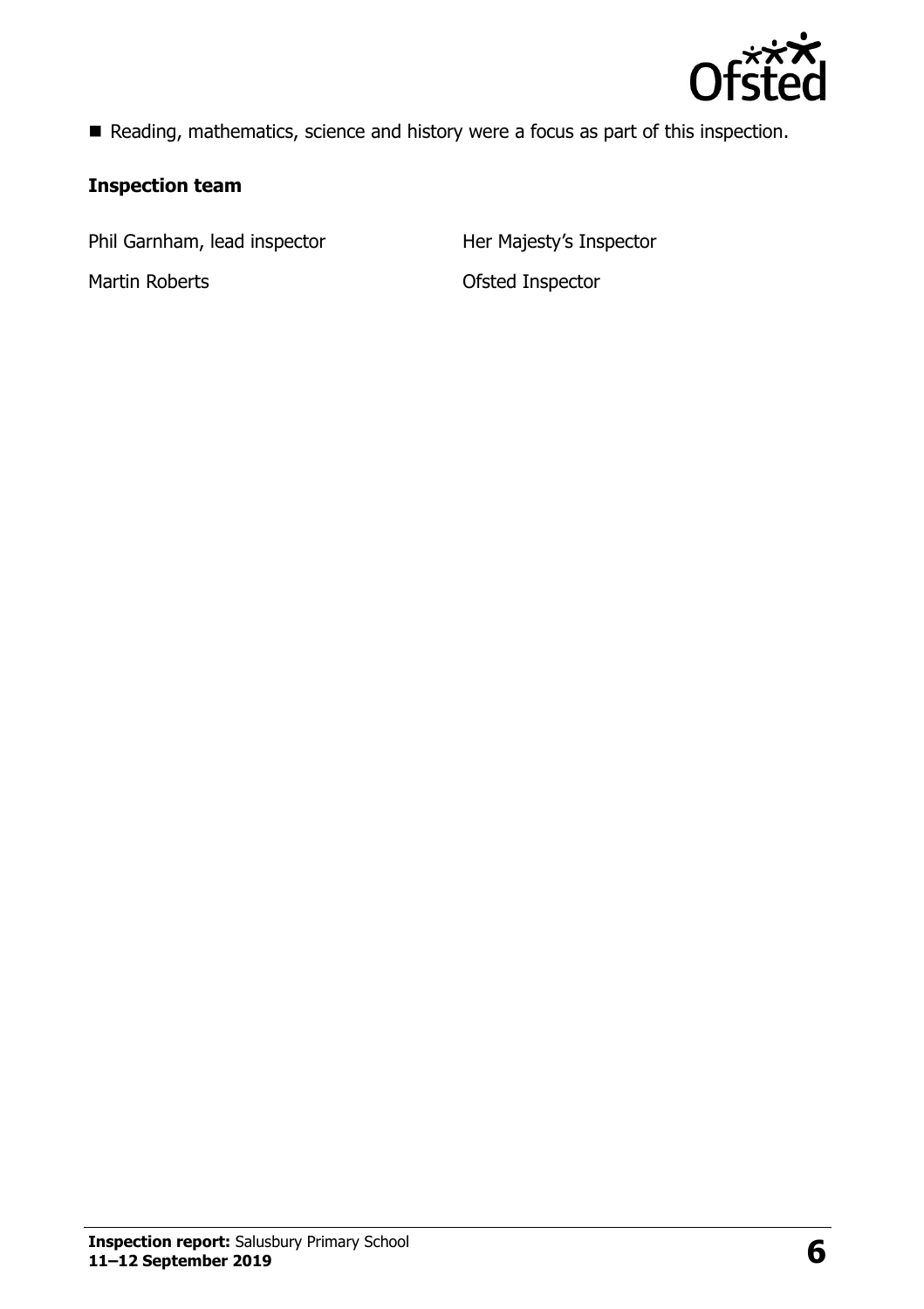- Reading, mathematics, science and history were a focus as part of this inspection.

### Inspection team

| | |
|---|---|
| Phil Garnham, lead inspector | Her Majesty's Inspector |
| Martin Roberts | Ofsted Inspector |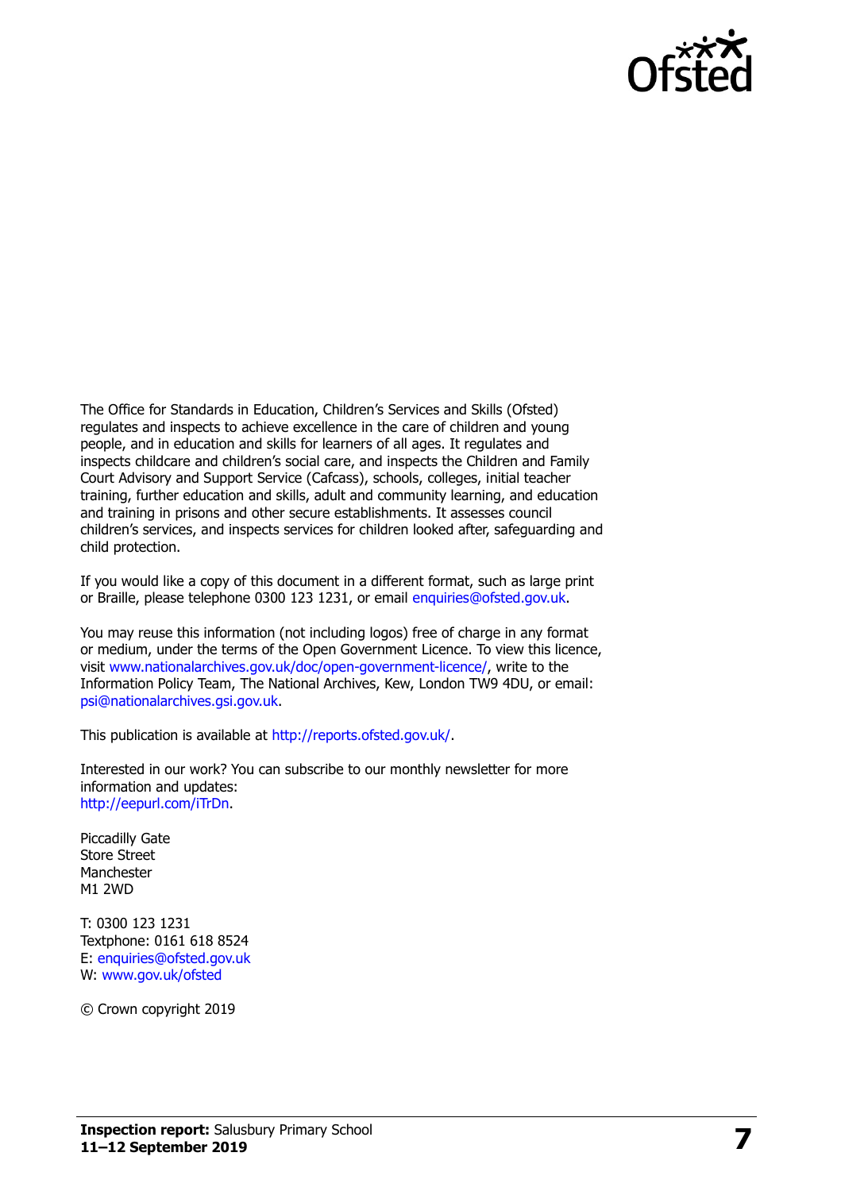The Office for Standards in Education, Children's Services and Skills (Ofsted) regulates and inspects to achieve excellence in the care of children and young people, and in education and skills for learners of all ages. It regulates and inspects childcare and children's social care, and inspects the Children and Family Court Advisory and Support Service (Cafcass), schools, colleges, initial teacher training, further education and skills, adult and community learning, and education and training in prisons and other secure establishments. It assesses council children's services, and inspects services for children looked after, safeguarding and child protection.

If you would like a copy of this document in a different format, such as large print or Braille, please telephone 0300 123 1231, or email enquiries@ofsted.gov.uk.

You may reuse this information (not including logos) free of charge in any format or medium, under the terms of the Open Government Licence. To view this licence, visit www.nationalarchives.gov.uk/doc/open-government-licence/, write to the Information Policy Team, The National Archives, Kew, London TW9 4DU, or email: psi@nationalarchives.gsi.gov.uk.

This publication is available at http://reports.ofsted.gov.uk/.

Interested in our work? You can subscribe to our monthly newsletter for more information and updates:
http://eepurl.com/iTrDn.

Piccadilly Gate
Store Street
Manchester
M1 2WD

T: 0300 123 1231
Textphone: 0161 618 8524
E: enquiries@ofsted.gov.uk
W: www.gov.uk/ofsted

© Crown copyright 2019